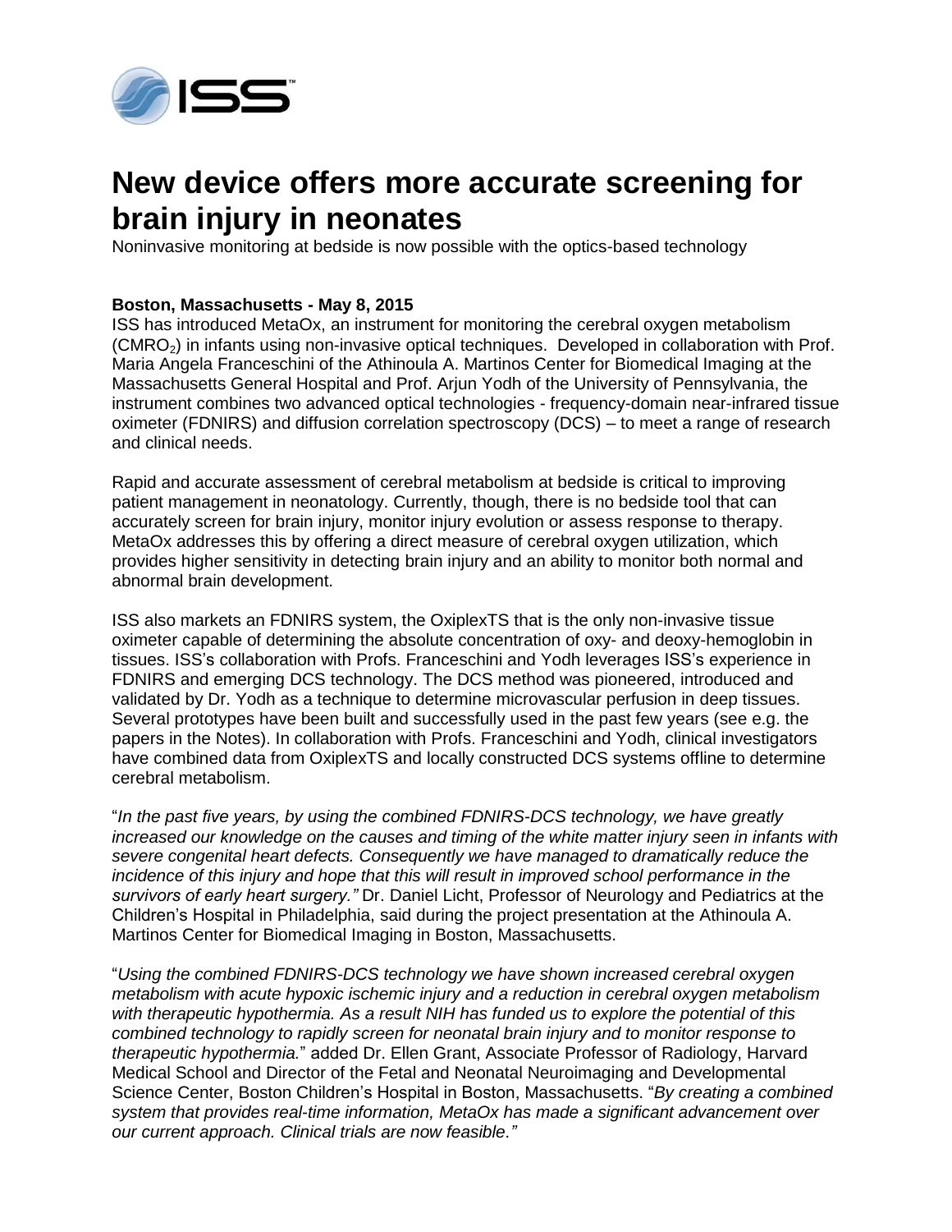# New device offers more accurate screening for brain injury in neonates

Noninvasive monitoring at bedside is now possible with the optics-based technology

**Boston, Massachusetts - May 8, 2015**

ISS has introduced MetaOx, an instrument for monitoring the cerebral oxygen metabolism ($CMRO_2$) in infants using non-invasive optical techniques. Developed in collaboration with Prof. Maria Angela Franceschini of the Athinoula A. Martinos Center for Biomedical Imaging at the Massachusetts General Hospital and Prof. Arjun Yodh of the University of Pennsylvania, the instrument combines two advanced optical technologies - frequency-domain near-infrared tissue oximeter (FDNIRS) and diffusion correlation spectroscopy (DCS) – to meet a range of research and clinical needs.

Rapid and accurate assessment of cerebral metabolism at bedside is critical to improving patient management in neonatology. Currently, though, there is no bedside tool that can accurately screen for brain injury, monitor injury evolution or assess response to therapy. MetaOx addresses this by offering a direct measure of cerebral oxygen utilization, which provides higher sensitivity in detecting brain injury and an ability to monitor both normal and abnormal brain development.

ISS also markets an FDNIRS system, the OxiplexTS that is the only non-invasive tissue oximeter capable of determining the absolute concentration of oxy- and deoxy-hemoglobin in tissues. ISS's collaboration with Profs. Franceschini and Yodh leverages ISS's experience in FDNIRS and emerging DCS technology. The DCS method was pioneered, introduced and validated by Dr. Yodh as a technique to determine microvascular perfusion in deep tissues. Several prototypes have been built and successfully used in the past few years (see e.g. the papers in the Notes). In collaboration with Profs. Franceschini and Yodh, clinical investigators have combined data from OxiplexTS and locally constructed DCS systems offline to determine cerebral metabolism.

"*In the past five years, by using the combined FDNIRS-DCS technology, we have greatly increased our knowledge on the causes and timing of the white matter injury seen in infants with severe congenital heart defects. Consequently we have managed to dramatically reduce the incidence of this injury and hope that this will result in improved school performance in the survivors of early heart surgery."* Dr. Daniel Licht, Professor of Neurology and Pediatrics at the Children's Hospital in Philadelphia, said during the project presentation at the Athinoula A. Martinos Center for Biomedical Imaging in Boston, Massachusetts.

"*Using the combined FDNIRS-DCS technology we have shown increased cerebral oxygen metabolism with acute hypoxic ischemic injury and a reduction in cerebral oxygen metabolism with therapeutic hypothermia. As a result NIH has funded us to explore the potential of this combined technology to rapidly screen for neonatal brain injury and to monitor response to therapeutic hypothermia.*" added Dr. Ellen Grant, Associate Professor of Radiology, Harvard Medical School and Director of the Fetal and Neonatal Neuroimaging and Developmental Science Center, Boston Children's Hospital in Boston, Massachusetts. "*By creating a combined system that provides real-time information, MetaOx has made a significant advancement over our current approach. Clinical trials are now feasible."*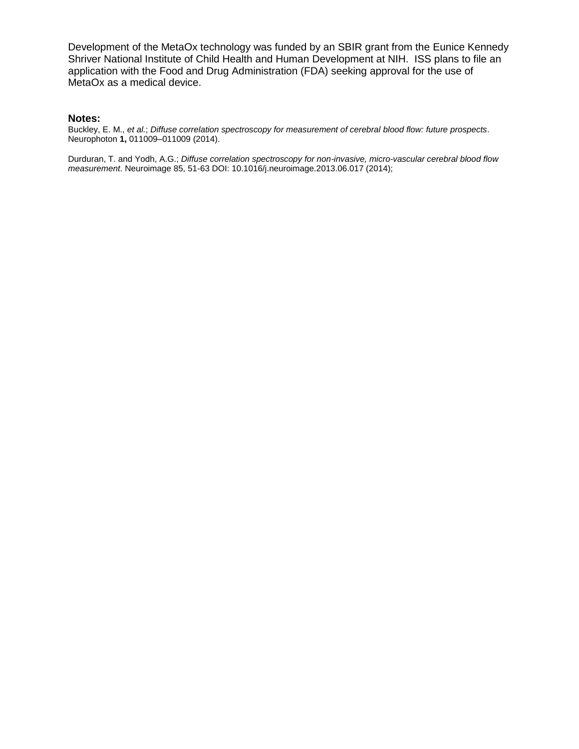Development of the MetaOx technology was funded by an SBIR grant from the Eunice Kennedy Shriver National Institute of Child Health and Human Development at NIH. ISS plans to file an application with the Food and Drug Administration (FDA) seeking approval for the use of MetaOx as a medical device.

**Notes:**

Buckley, E. M., *et al.*; *Diffuse correlation spectroscopy for measurement of cerebral blood flow: future prospects*. Neurophoton **1,** 011009–011009 (2014).

Durduran, T. and Yodh, A.G.; *Diffuse correlation spectroscopy for non-invasive, micro-vascular cerebral blood flow measurement*. Neuroimage 85, 51-63 DOI: 10.1016/j.neuroimage.2013.06.017 (2014);